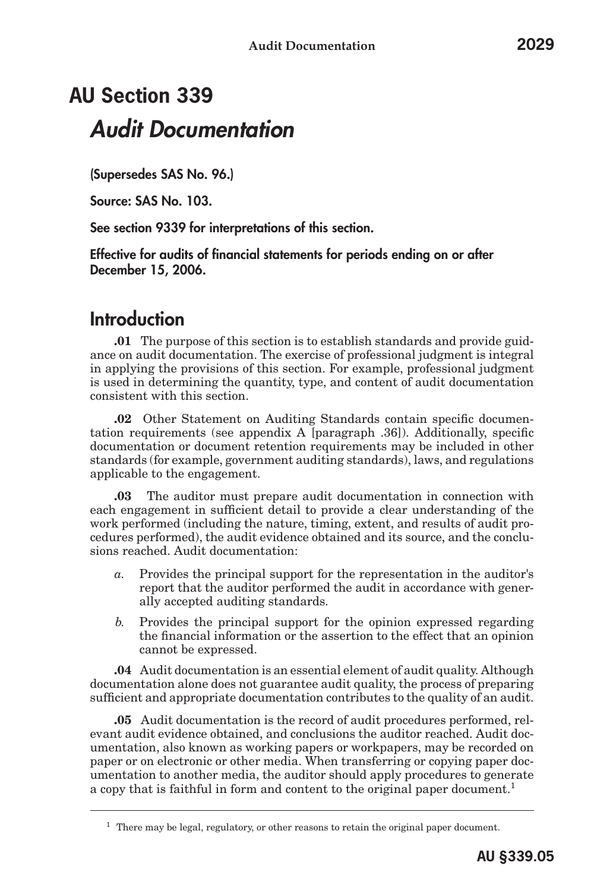# AU Section 339

## *Audit Documentation*

**(Supersedes SAS No. 96.)**

**Source: SAS No. 103.**

**See section 9339 for interpretations of this section.**

**Effective for audits of financial statements for periods ending on or after December 15, 2006.**

## Introduction

**.01** The purpose of this section is to establish standards and provide guidance on audit documentation. The exercise of professional judgment is integral in applying the provisions of this section. For example, professional judgment is used in determining the quantity, type, and content of audit documentation consistent with this section.

**.02** Other Statement on Auditing Standards contain specific documentation requirements (see appendix A [paragraph .36]). Additionally, specific documentation or document retention requirements may be included in other standards (for example, government auditing standards), laws, and regulations applicable to the engagement.

**.03** The auditor must prepare audit documentation in connection with each engagement in sufficient detail to provide a clear understanding of the work performed (including the nature, timing, extent, and results of audit procedures performed), the audit evidence obtained and its source, and the conclusions reached. Audit documentation:

*a.* Provides the principal support for the representation in the auditor's report that the auditor performed the audit in accordance with generally accepted auditing standards.

*b.* Provides the principal support for the opinion expressed regarding the financial information or the assertion to the effect that an opinion cannot be expressed.

**.04** Audit documentation is an essential element of audit quality. Although documentation alone does not guarantee audit quality, the process of preparing sufficient and appropriate documentation contributes to the quality of an audit.

**.05** Audit documentation is the record of audit procedures performed, relevant audit evidence obtained, and conclusions the auditor reached. Audit documentation, also known as working papers or workpapers, may be recorded on paper or on electronic or other media. When transferring or copying paper documentation to another media, the auditor should apply procedures to generate a copy that is faithful in form and content to the original paper document.[1]

---

[1] There may be legal, regulatory, or other reasons to retain the original paper document.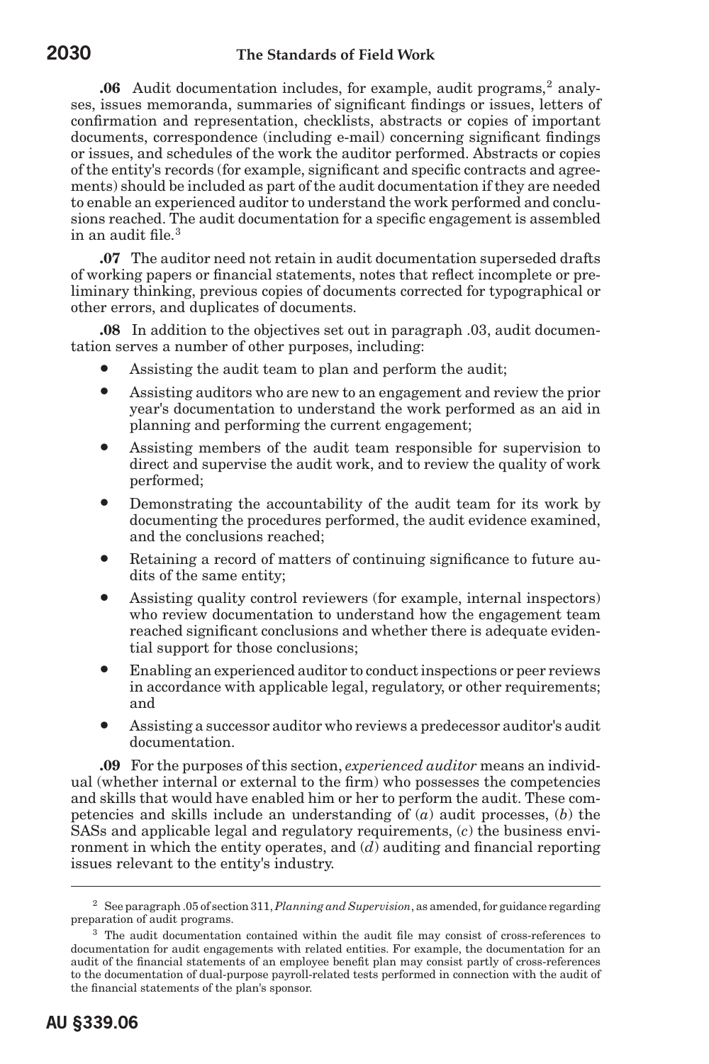**.06** Audit documentation includes, for example, audit programs,[2] analyses, issues memoranda, summaries of significant findings or issues, letters of confirmation and representation, checklists, abstracts or copies of important documents, correspondence (including e-mail) concerning significant findings or issues, and schedules of the work the auditor performed. Abstracts or copies of the entity's records (for example, significant and specific contracts and agreements) should be included as part of the audit documentation if they are needed to enable an experienced auditor to understand the work performed and conclusions reached. The audit documentation for a specific engagement is assembled in an audit file.[3]

**.07** The auditor need not retain in audit documentation superseded drafts of working papers or financial statements, notes that reflect incomplete or preliminary thinking, previous copies of documents corrected for typographical or other errors, and duplicates of documents.

**.08** In addition to the objectives set out in paragraph .03, audit documentation serves a number of other purposes, including:

- Assisting the audit team to plan and perform the audit;
- Assisting auditors who are new to an engagement and review the prior year's documentation to understand the work performed as an aid in planning and performing the current engagement;
- Assisting members of the audit team responsible for supervision to direct and supervise the audit work, and to review the quality of work performed;
- Demonstrating the accountability of the audit team for its work by documenting the procedures performed, the audit evidence examined, and the conclusions reached;
- Retaining a record of matters of continuing significance to future audits of the same entity;
- Assisting quality control reviewers (for example, internal inspectors) who review documentation to understand how the engagement team reached significant conclusions and whether there is adequate evidential support for those conclusions;
- Enabling an experienced auditor to conduct inspections or peer reviews in accordance with applicable legal, regulatory, or other requirements; and
- Assisting a successor auditor who reviews a predecessor auditor's audit documentation.

**.09** For the purposes of this section, *experienced auditor* means an individual (whether internal or external to the firm) who possesses the competencies and skills that would have enabled him or her to perform the audit. These competencies and skills include an understanding of (*a*) audit processes, (*b*) the SASs and applicable legal and regulatory requirements, (*c*) the business environment in which the entity operates, and (*d*) auditing and financial reporting issues relevant to the entity's industry.

---

[2] See paragraph .05 of section 311, *Planning and Supervision*, as amended, for guidance regarding preparation of audit programs.

[3] The audit documentation contained within the audit file may consist of cross-references to documentation for audit engagements with related entities. For example, the documentation for an audit of the financial statements of an employee benefit plan may consist partly of cross-references to the documentation of dual-purpose payroll-related tests performed in connection with the audit of the financial statements of the plan's sponsor.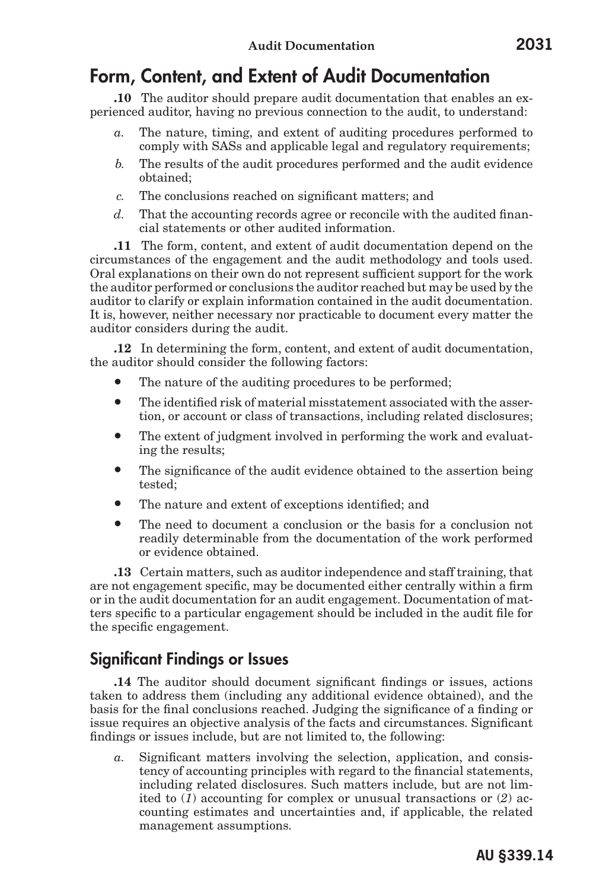## Form, Content, and Extent of Audit Documentation

**.10** The auditor should prepare audit documentation that enables an experienced auditor, having no previous connection to the audit, to understand:

*a.* The nature, timing, and extent of auditing procedures performed to comply with SASs and applicable legal and regulatory requirements;

*b.* The results of the audit procedures performed and the audit evidence obtained;

*c.* The conclusions reached on significant matters; and

*d.* That the accounting records agree or reconcile with the audited financial statements or other audited information.

**.11** The form, content, and extent of audit documentation depend on the circumstances of the engagement and the audit methodology and tools used. Oral explanations on their own do not represent sufficient support for the work the auditor performed or conclusions the auditor reached but may be used by the auditor to clarify or explain information contained in the audit documentation. It is, however, neither necessary nor practicable to document every matter the auditor considers during the audit.

**.12** In determining the form, content, and extent of audit documentation, the auditor should consider the following factors:

- The nature of the auditing procedures to be performed;
- The identified risk of material misstatement associated with the assertion, or account or class of transactions, including related disclosures;
- The extent of judgment involved in performing the work and evaluating the results;
- The significance of the audit evidence obtained to the assertion being tested;
- The nature and extent of exceptions identified; and
- The need to document a conclusion or the basis for a conclusion not readily determinable from the documentation of the work performed or evidence obtained.

**.13** Certain matters, such as auditor independence and staff training, that are not engagement specific, may be documented either centrally within a firm or in the audit documentation for an audit engagement. Documentation of matters specific to a particular engagement should be included in the audit file for the specific engagement.

### Significant Findings or Issues

**.14** The auditor should document significant findings or issues, actions taken to address them (including any additional evidence obtained), and the basis for the final conclusions reached. Judging the significance of a finding or issue requires an objective analysis of the facts and circumstances. Significant findings or issues include, but are not limited to, the following:

*a.* Significant matters involving the selection, application, and consistency of accounting principles with regard to the financial statements, including related disclosures. Such matters include, but are not limited to (*1*) accounting for complex or unusual transactions or (*2*) accounting estimates and uncertainties and, if applicable, the related management assumptions.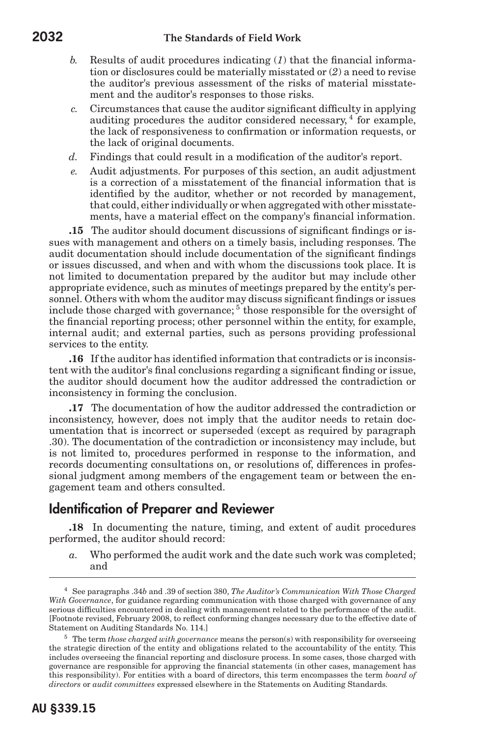*b.* Results of audit procedures indicating (*1*) that the financial information or disclosures could be materially misstated or (*2*) a need to revise the auditor's previous assessment of the risks of material misstatement and the auditor's responses to those risks.

*c.* Circumstances that cause the auditor significant difficulty in applying auditing procedures the auditor considered necessary,[4] for example, the lack of responsiveness to confirmation or information requests, or the lack of original documents.

*d.* Findings that could result in a modification of the auditor's report.

*e.* Audit adjustments. For purposes of this section, an audit adjustment is a correction of a misstatement of the financial information that is identified by the auditor, whether or not recorded by management, that could, either individually or when aggregated with other misstatements, have a material effect on the company's financial information.

**.15** The auditor should document discussions of significant findings or issues with management and others on a timely basis, including responses. The audit documentation should include documentation of the significant findings or issues discussed, and when and with whom the discussions took place. It is not limited to documentation prepared by the auditor but may include other appropriate evidence, such as minutes of meetings prepared by the entity's personnel. Others with whom the auditor may discuss significant findings or issues include those charged with governance;[5] those responsible for the oversight of the financial reporting process; other personnel within the entity, for example, internal audit; and external parties, such as persons providing professional services to the entity.

**.16** If the auditor has identified information that contradicts or is inconsistent with the auditor's final conclusions regarding a significant finding or issue, the auditor should document how the auditor addressed the contradiction or inconsistency in forming the conclusion.

**.17** The documentation of how the auditor addressed the contradiction or inconsistency, however, does not imply that the auditor needs to retain documentation that is incorrect or superseded (except as required by paragraph .30). The documentation of the contradiction or inconsistency may include, but is not limited to, procedures performed in response to the information, and records documenting consultations on, or resolutions of, differences in professional judgment among members of the engagement team or between the engagement team and others consulted.

## Identification of Preparer and Reviewer

**.18** In documenting the nature, timing, and extent of audit procedures performed, the auditor should record:

*a.* Who performed the audit work and the date such work was completed; and

---

[4] See paragraphs .34*b* and .39 of section 380, *The Auditor's Communication With Those Charged With Governance*, for guidance regarding communication with those charged with governance of any serious difficulties encountered in dealing with management related to the performance of the audit. [Footnote revised, February 2008, to reflect conforming changes necessary due to the effective date of Statement on Auditing Standards No. 114.]

[5] The term *those charged with governance* means the person(s) with responsibility for overseeing the strategic direction of the entity and obligations related to the accountability of the entity. This includes overseeing the financial reporting and disclosure process. In some cases, those charged with governance are responsible for approving the financial statements (in other cases, management has this responsibility). For entities with a board of directors, this term encompasses the term *board of directors* or *audit committees* expressed elsewhere in the Statements on Auditing Standards.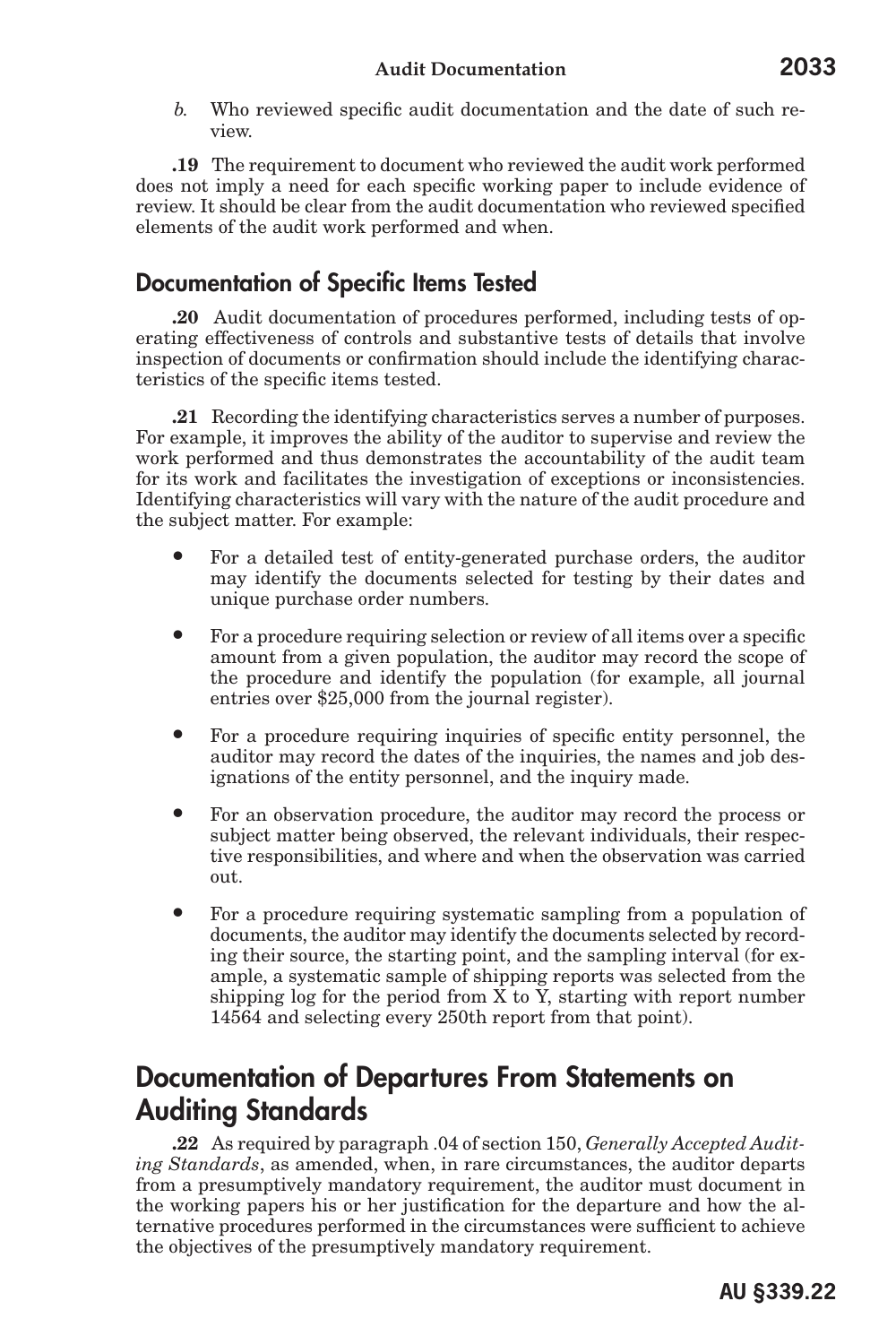*b.* Who reviewed specific audit documentation and the date of such review.

**.19** The requirement to document who reviewed the audit work performed does not imply a need for each specific working paper to include evidence of review. It should be clear from the audit documentation who reviewed specified elements of the audit work performed and when.

### Documentation of Specific Items Tested

**.20** Audit documentation of procedures performed, including tests of operating effectiveness of controls and substantive tests of details that involve inspection of documents or confirmation should include the identifying characteristics of the specific items tested.

**.21** Recording the identifying characteristics serves a number of purposes. For example, it improves the ability of the auditor to supervise and review the work performed and thus demonstrates the accountability of the audit team for its work and facilitates the investigation of exceptions or inconsistencies. Identifying characteristics will vary with the nature of the audit procedure and the subject matter. For example:

- For a detailed test of entity-generated purchase orders, the auditor may identify the documents selected for testing by their dates and unique purchase order numbers.
- For a procedure requiring selection or review of all items over a specific amount from a given population, the auditor may record the scope of the procedure and identify the population (for example, all journal entries over $25,000 from the journal register).
- For a procedure requiring inquiries of specific entity personnel, the auditor may record the dates of the inquiries, the names and job designations of the entity personnel, and the inquiry made.
- For an observation procedure, the auditor may record the process or subject matter being observed, the relevant individuals, their respective responsibilities, and where and when the observation was carried out.
- For a procedure requiring systematic sampling from a population of documents, the auditor may identify the documents selected by recording their source, the starting point, and the sampling interval (for example, a systematic sample of shipping reports was selected from the shipping log for the period from X to Y, starting with report number 14564 and selecting every 250th report from that point).

## Documentation of Departures From Statements on Auditing Standards

**.22** As required by paragraph .04 of section 150, *Generally Accepted Auditing Standards*, as amended, when, in rare circumstances, the auditor departs from a presumptively mandatory requirement, the auditor must document in the working papers his or her justification for the departure and how the alternative procedures performed in the circumstances were sufficient to achieve the objectives of the presumptively mandatory requirement.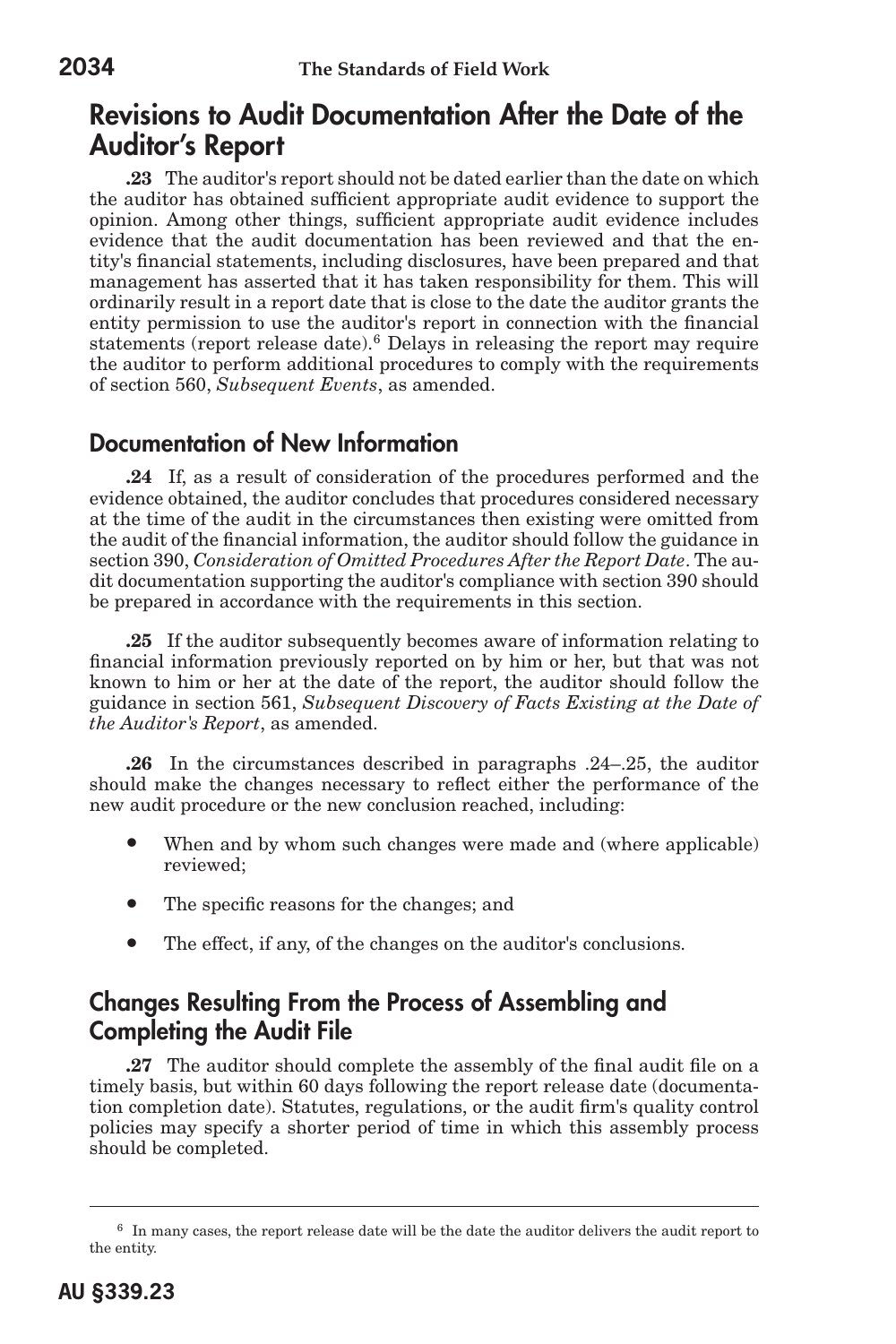## Revisions to Audit Documentation After the Date of the Auditor's Report

**.23** The auditor's report should not be dated earlier than the date on which the auditor has obtained sufficient appropriate audit evidence to support the opinion. Among other things, sufficient appropriate audit evidence includes evidence that the audit documentation has been reviewed and that the entity's financial statements, including disclosures, have been prepared and that management has asserted that it has taken responsibility for them. This will ordinarily result in a report date that is close to the date the auditor grants the entity permission to use the auditor's report in connection with the financial statements (report release date).[6] Delays in releasing the report may require the auditor to perform additional procedures to comply with the requirements of section 560, *Subsequent Events*, as amended.

## Documentation of New Information

**.24** If, as a result of consideration of the procedures performed and the evidence obtained, the auditor concludes that procedures considered necessary at the time of the audit in the circumstances then existing were omitted from the audit of the financial information, the auditor should follow the guidance in section 390, *Consideration of Omitted Procedures After the Report Date*. The audit documentation supporting the auditor's compliance with section 390 should be prepared in accordance with the requirements in this section.

**.25** If the auditor subsequently becomes aware of information relating to financial information previously reported on by him or her, but that was not known to him or her at the date of the report, the auditor should follow the guidance in section 561, *Subsequent Discovery of Facts Existing at the Date of the Auditor's Report*, as amended.

**.26** In the circumstances described in paragraphs .24–.25, the auditor should make the changes necessary to reflect either the performance of the new audit procedure or the new conclusion reached, including:

- When and by whom such changes were made and (where applicable) reviewed;
- The specific reasons for the changes; and
- The effect, if any, of the changes on the auditor's conclusions.

## Changes Resulting From the Process of Assembling and Completing the Audit File

**.27** The auditor should complete the assembly of the final audit file on a timely basis, but within 60 days following the report release date (documentation completion date). Statutes, regulations, or the audit firm's quality control policies may specify a shorter period of time in which this assembly process should be completed.

---

[6] In many cases, the report release date will be the date the auditor delivers the audit report to the entity.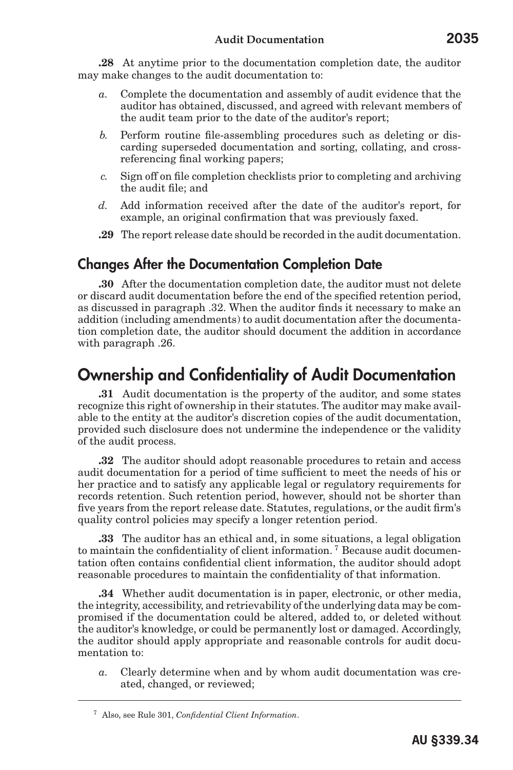**.28** At anytime prior to the documentation completion date, the auditor may make changes to the audit documentation to:

*a.* Complete the documentation and assembly of audit evidence that the auditor has obtained, discussed, and agreed with relevant members of the audit team prior to the date of the auditor's report;

*b.* Perform routine file-assembling procedures such as deleting or discarding superseded documentation and sorting, collating, and cross-referencing final working papers;

*c.* Sign off on file completion checklists prior to completing and archiving the audit file; and

*d.* Add information received after the date of the auditor's report, for example, an original confirmation that was previously faxed.

**.29** The report release date should be recorded in the audit documentation.

## Changes After the Documentation Completion Date

**.30** After the documentation completion date, the auditor must not delete or discard audit documentation before the end of the specified retention period, as discussed in paragraph .32. When the auditor finds it necessary to make an addition (including amendments) to audit documentation after the documentation completion date, the auditor should document the addition in accordance with paragraph .26.

# Ownership and Confidentiality of Audit Documentation

**.31** Audit documentation is the property of the auditor, and some states recognize this right of ownership in their statutes. The auditor may make available to the entity at the auditor's discretion copies of the audit documentation, provided such disclosure does not undermine the independence or the validity of the audit process.

**.32** The auditor should adopt reasonable procedures to retain and access audit documentation for a period of time sufficient to meet the needs of his or her practice and to satisfy any applicable legal or regulatory requirements for records retention. Such retention period, however, should not be shorter than five years from the report release date. Statutes, regulations, or the audit firm's quality control policies may specify a longer retention period.

**.33** The auditor has an ethical and, in some situations, a legal obligation to maintain the confidentiality of client information.[7] Because audit documentation often contains confidential client information, the auditor should adopt reasonable procedures to maintain the confidentiality of that information.

**.34** Whether audit documentation is in paper, electronic, or other media, the integrity, accessibility, and retrievability of the underlying data may be compromised if the documentation could be altered, added to, or deleted without the auditor's knowledge, or could be permanently lost or damaged. Accordingly, the auditor should apply appropriate and reasonable controls for audit documentation to:

*a.* Clearly determine when and by whom audit documentation was created, changed, or reviewed;

---

[7] Also, see Rule 301, *Confidential Client Information*.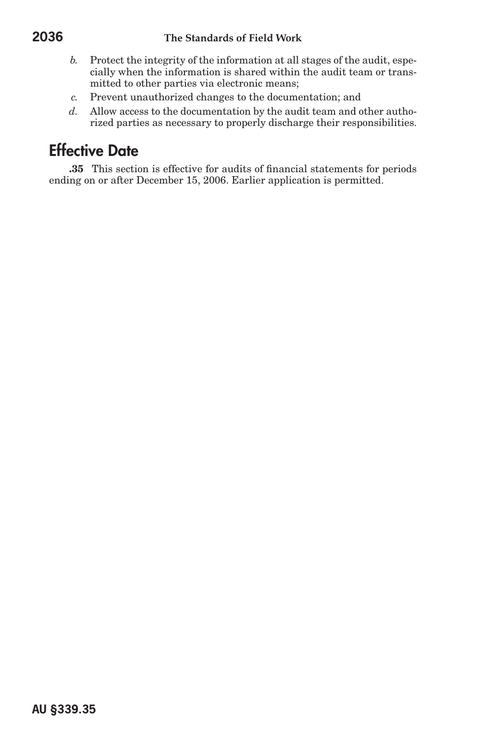*b.* Protect the integrity of the information at all stages of the audit, especially when the information is shared within the audit team or transmitted to other parties via electronic means;

*c.* Prevent unauthorized changes to the documentation; and

*d.* Allow access to the documentation by the audit team and other authorized parties as necessary to properly discharge their responsibilities.

## Effective Date

**.35** This section is effective for audits of financial statements for periods ending on or after December 15, 2006. Earlier application is permitted.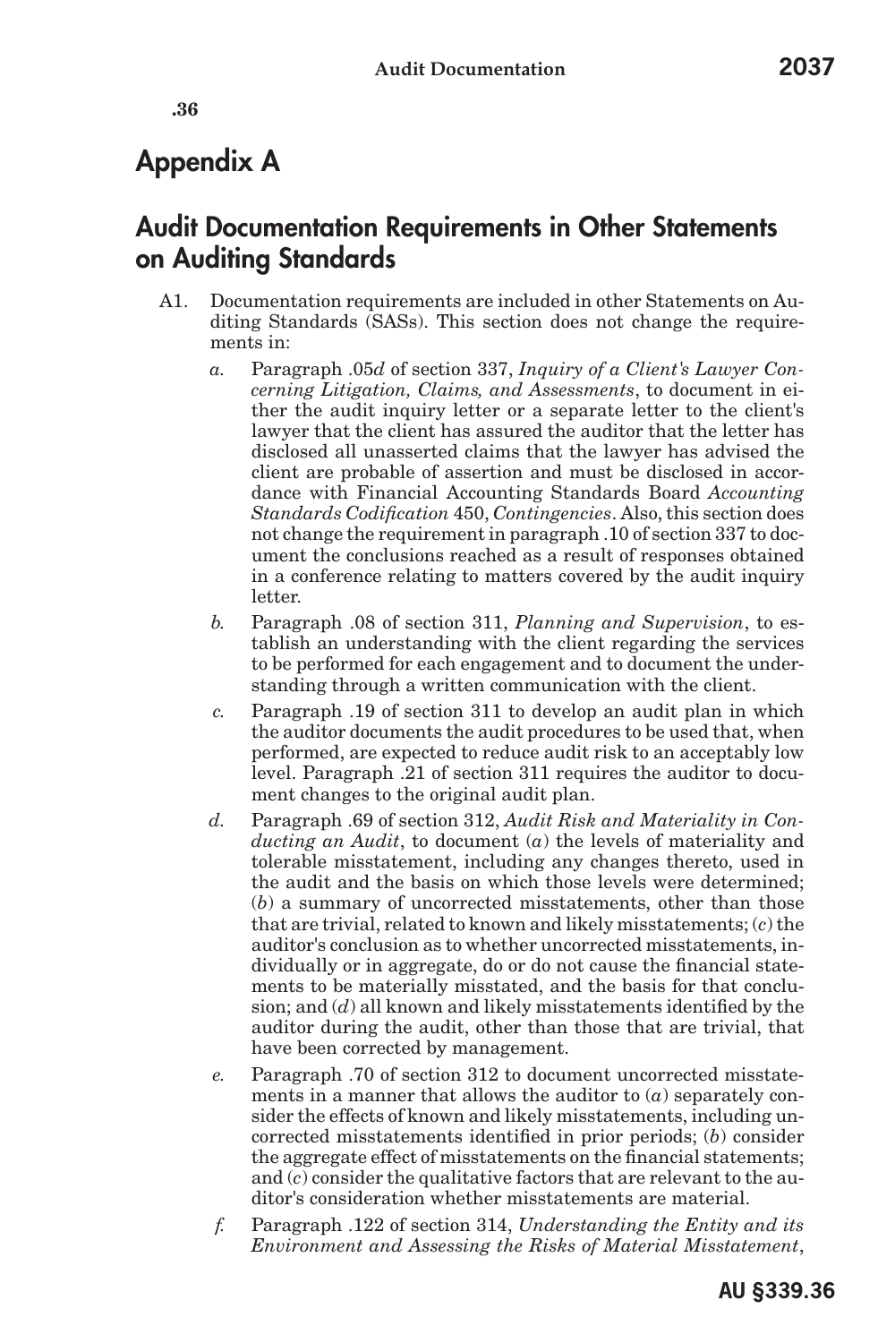**.36**

# Appendix A

## Audit Documentation Requirements in Other Statements on Auditing Standards

A1. Documentation requirements are included in other Statements on Auditing Standards (SASs). This section does not change the requirements in:

*a.* Paragraph .05*d* of section 337, *Inquiry of a Client's Lawyer Concerning Litigation, Claims, and Assessments*, to document in either the audit inquiry letter or a separate letter to the client's lawyer that the client has assured the auditor that the letter has disclosed all unasserted claims that the lawyer has advised the client are probable of assertion and must be disclosed in accordance with Financial Accounting Standards Board *Accounting Standards Codification* 450, *Contingencies*. Also, this section does not change the requirement in paragraph .10 of section 337 to document the conclusions reached as a result of responses obtained in a conference relating to matters covered by the audit inquiry letter.

*b.* Paragraph .08 of section 311, *Planning and Supervision*, to establish an understanding with the client regarding the services to be performed for each engagement and to document the understanding through a written communication with the client.

*c.* Paragraph .19 of section 311 to develop an audit plan in which the auditor documents the audit procedures to be used that, when performed, are expected to reduce audit risk to an acceptably low level. Paragraph .21 of section 311 requires the auditor to document changes to the original audit plan.

*d.* Paragraph .69 of section 312, *Audit Risk and Materiality in Conducting an Audit*, to document (*a*) the levels of materiality and tolerable misstatement, including any changes thereto, used in the audit and the basis on which those levels were determined; (*b*) a summary of uncorrected misstatements, other than those that are trivial, related to known and likely misstatements; (*c*) the auditor's conclusion as to whether uncorrected misstatements, individually or in aggregate, do or do not cause the financial statements to be materially misstated, and the basis for that conclusion; and (*d*) all known and likely misstatements identified by the auditor during the audit, other than those that are trivial, that have been corrected by management.

*e.* Paragraph .70 of section 312 to document uncorrected misstatements in a manner that allows the auditor to (*a*) separately consider the effects of known and likely misstatements, including uncorrected misstatements identified in prior periods; (*b*) consider the aggregate effect of misstatements on the financial statements; and (*c*) consider the qualitative factors that are relevant to the auditor's consideration whether misstatements are material.

*f.* Paragraph .122 of section 314, *Understanding the Entity and its Environment and Assessing the Risks of Material Misstatement*,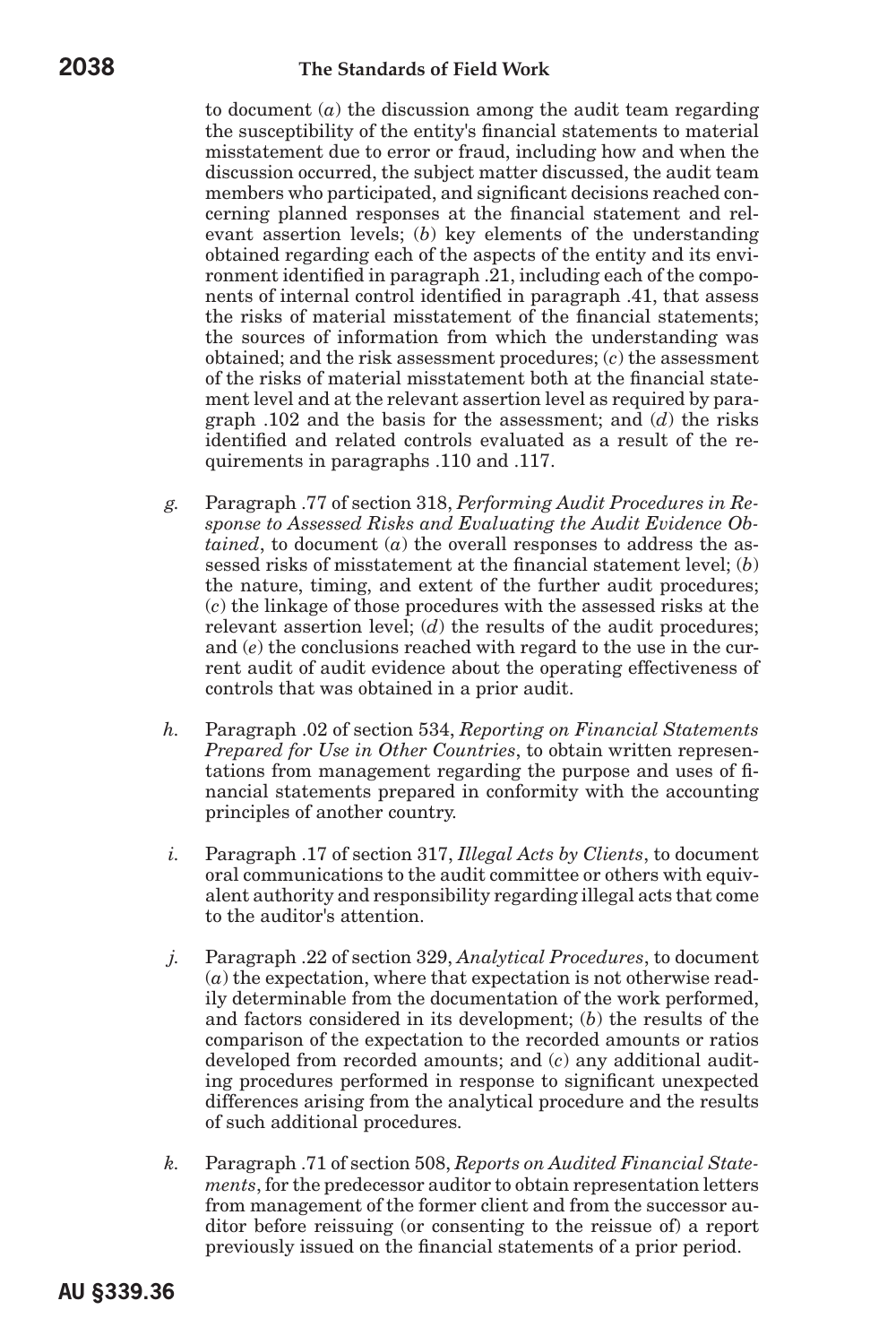to document (*a*) the discussion among the audit team regarding the susceptibility of the entity's financial statements to material misstatement due to error or fraud, including how and when the discussion occurred, the subject matter discussed, the audit team members who participated, and significant decisions reached concerning planned responses at the financial statement and relevant assertion levels; (*b*) key elements of the understanding obtained regarding each of the aspects of the entity and its environment identified in paragraph .21, including each of the components of internal control identified in paragraph .41, that assess the risks of material misstatement of the financial statements; the sources of information from which the understanding was obtained; and the risk assessment procedures; (*c*) the assessment of the risks of material misstatement both at the financial statement level and at the relevant assertion level as required by paragraph .102 and the basis for the assessment; and (*d*) the risks identified and related controls evaluated as a result of the requirements in paragraphs .110 and .117.

*g.* Paragraph .77 of section 318, *Performing Audit Procedures in Response to Assessed Risks and Evaluating the Audit Evidence Obtained*, to document (*a*) the overall responses to address the assessed risks of misstatement at the financial statement level; (*b*) the nature, timing, and extent of the further audit procedures; (*c*) the linkage of those procedures with the assessed risks at the relevant assertion level; (*d*) the results of the audit procedures; and (*e*) the conclusions reached with regard to the use in the current audit of audit evidence about the operating effectiveness of controls that was obtained in a prior audit.

*h.* Paragraph .02 of section 534, *Reporting on Financial Statements Prepared for Use in Other Countries*, to obtain written representations from management regarding the purpose and uses of financial statements prepared in conformity with the accounting principles of another country.

*i.* Paragraph .17 of section 317, *Illegal Acts by Clients*, to document oral communications to the audit committee or others with equivalent authority and responsibility regarding illegal acts that come to the auditor's attention.

*j.* Paragraph .22 of section 329, *Analytical Procedures*, to document (*a*) the expectation, where that expectation is not otherwise readily determinable from the documentation of the work performed, and factors considered in its development; (*b*) the results of the comparison of the expectation to the recorded amounts or ratios developed from recorded amounts; and (*c*) any additional auditing procedures performed in response to significant unexpected differences arising from the analytical procedure and the results of such additional procedures.

*k.* Paragraph .71 of section 508, *Reports on Audited Financial Statements*, for the predecessor auditor to obtain representation letters from management of the former client and from the successor auditor before reissuing (or consenting to the reissue of) a report previously issued on the financial statements of a prior period.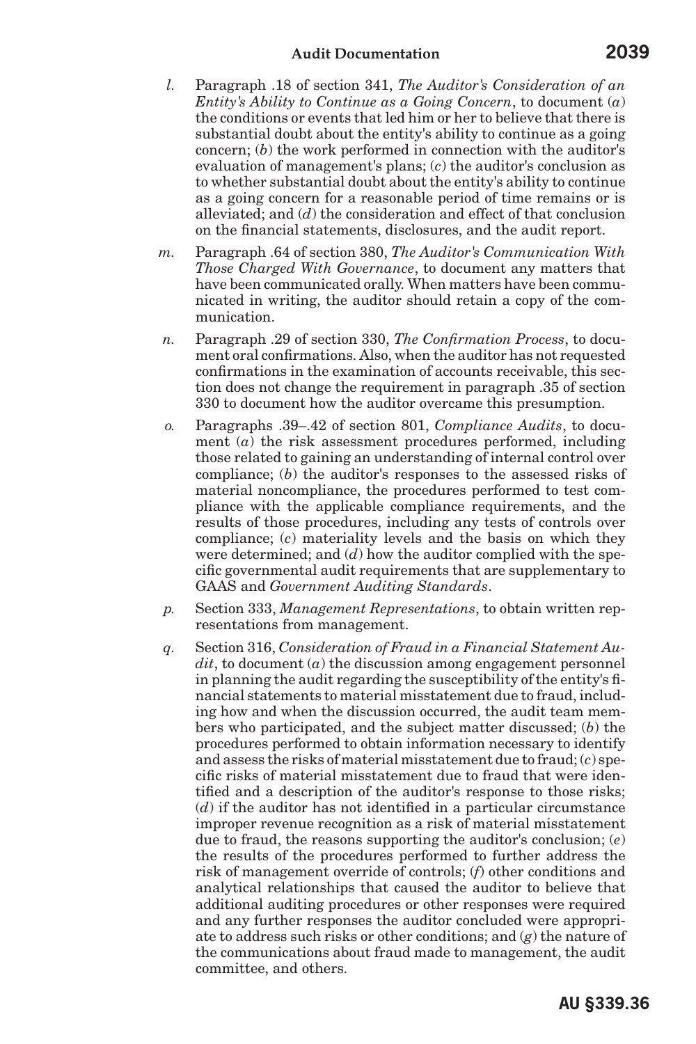*l.* Paragraph .18 of section 341, *The Auditor's Consideration of an Entity's Ability to Continue as a Going Concern*, to document (*a*) the conditions or events that led him or her to believe that there is substantial doubt about the entity's ability to continue as a going concern; (*b*) the work performed in connection with the auditor's evaluation of management's plans; (*c*) the auditor's conclusion as to whether substantial doubt about the entity's ability to continue as a going concern for a reasonable period of time remains or is alleviated; and (*d*) the consideration and effect of that conclusion on the financial statements, disclosures, and the audit report.

*m.* Paragraph .64 of section 380, *The Auditor's Communication With Those Charged With Governance*, to document any matters that have been communicated orally. When matters have been communicated in writing, the auditor should retain a copy of the communication.

*n.* Paragraph .29 of section 330, *The Confirmation Process*, to document oral confirmations. Also, when the auditor has not requested confirmations in the examination of accounts receivable, this section does not change the requirement in paragraph .35 of section 330 to document how the auditor overcame this presumption.

*o.* Paragraphs .39–.42 of section 801, *Compliance Audits*, to document (*a*) the risk assessment procedures performed, including those related to gaining an understanding of internal control over compliance; (*b*) the auditor's responses to the assessed risks of material noncompliance, the procedures performed to test compliance with the applicable compliance requirements, and the results of those procedures, including any tests of controls over compliance; (*c*) materiality levels and the basis on which they were determined; and (*d*) how the auditor complied with the specific governmental audit requirements that are supplementary to GAAS and *Government Auditing Standards*.

*p.* Section 333, *Management Representations*, to obtain written representations from management.

*q.* Section 316, *Consideration of Fraud in a Financial Statement Audit*, to document (*a*) the discussion among engagement personnel in planning the audit regarding the susceptibility of the entity's financial statements to material misstatement due to fraud, including how and when the discussion occurred, the audit team members who participated, and the subject matter discussed; (*b*) the procedures performed to obtain information necessary to identify and assess the risks of material misstatement due to fraud; (*c*) specific risks of material misstatement due to fraud that were identified and a description of the auditor's response to those risks; (*d*) if the auditor has not identified in a particular circumstance improper revenue recognition as a risk of material misstatement due to fraud, the reasons supporting the auditor's conclusion; (*e*) the results of the procedures performed to further address the risk of management override of controls; (*f*) other conditions and analytical relationships that caused the auditor to believe that additional auditing procedures or other responses were required and any further responses the auditor concluded were appropriate to address such risks or other conditions; and (*g*) the nature of the communications about fraud made to management, the audit committee, and others.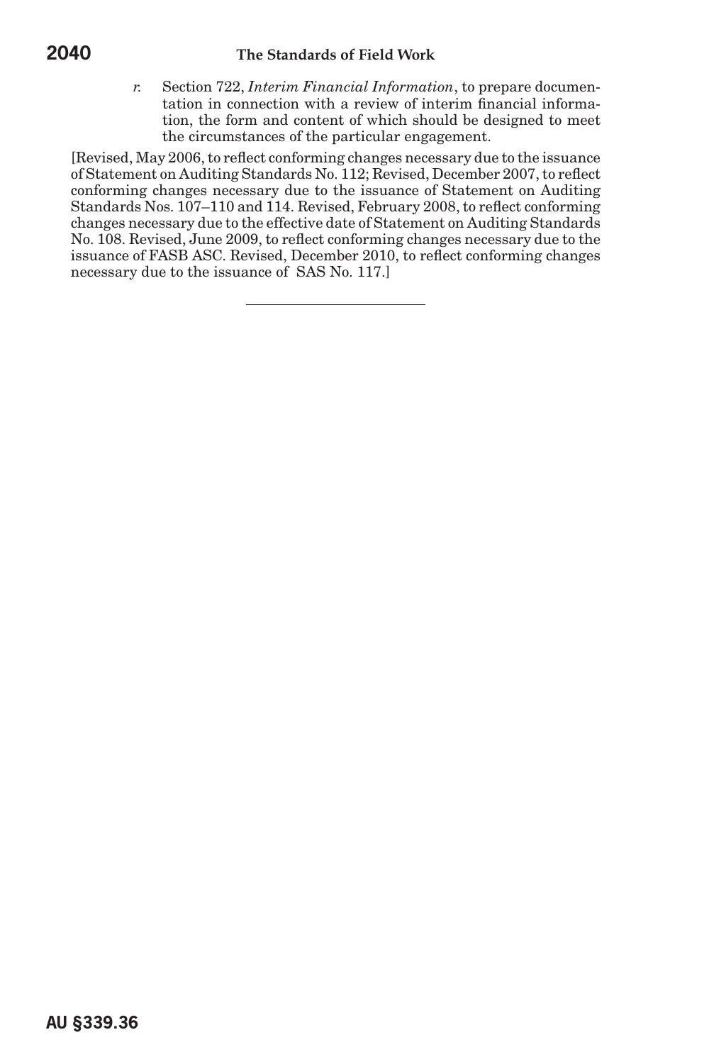*r.* Section 722, *Interim Financial Information*, to prepare documentation in connection with a review of interim financial information, the form and content of which should be designed to meet the circumstances of the particular engagement.

[Revised, May 2006, to reflect conforming changes necessary due to the issuance of Statement on Auditing Standards No. 112; Revised, December 2007, to reflect conforming changes necessary due to the issuance of Statement on Auditing Standards Nos. 107–110 and 114. Revised, February 2008, to reflect conforming changes necessary due to the effective date of Statement on Auditing Standards No. 108. Revised, June 2009, to reflect conforming changes necessary due to the issuance of FASB ASC. Revised, December 2010, to reflect conforming changes necessary due to the issuance of SAS No. 117.]